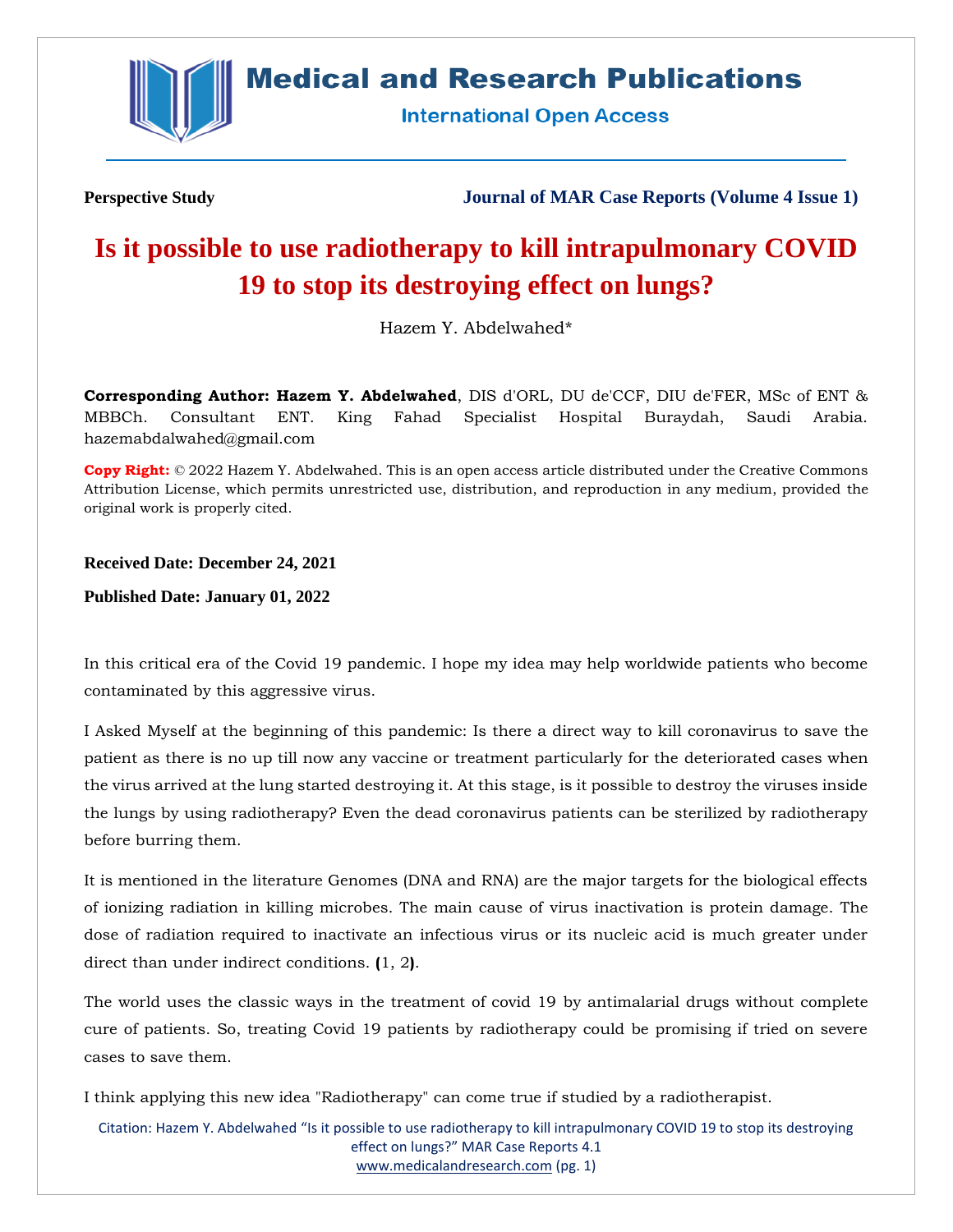Perspective Study

# Is it possible to use radiotherapy to kill intrapulmonary COVID 19 to stop its destroying effect on lungs?

Hazem Y. Abdelwahed*

**Corresponding Author: Hazem Y. Abdelwahed**, DIS d'ORL, DU de'CCF, DIU de'FER, MSc of ENT & MBBCh. Consultant ENT. King Fahad Specialist Hospital Buraydah, Saudi Arabia. hazemabdalwahed@gmail.com

**Copy Right:** © 2022 Hazem Y. Abdelwahed. This is an open access article distributed under the Creative Commons Attribution License, which permits unrestricted use, distribution, and reproduction in any medium, provided the original work is properly cited.

**Received Date: December 24, 2021**

**Published Date: January 01, 2022**

In this critical era of the Covid 19 pandemic. I hope my idea may help worldwide patients who become contaminated by this aggressive virus.

I Asked Myself at the beginning of this pandemic: Is there a direct way to kill coronavirus to save the patient as there is no up till now any vaccine or treatment particularly for the deteriorated cases when the virus arrived at the lung started destroying it. At this stage, is it possible to destroy the viruses inside the lungs by using radiotherapy? Even the dead coronavirus patients can be sterilized by radiotherapy before burring them.

It is mentioned in the literature Genomes (DNA and RNA) are the major targets for the biological effects of ionizing radiation in killing microbes. The main cause of virus inactivation is protein damage. The dose of radiation required to inactivate an infectious virus or its nucleic acid is much greater under direct than under indirect conditions. (1, 2).

The world uses the classic ways in the treatment of covid 19 by antimalarial drugs without complete cure of patients. So, treating Covid 19 patients by radiotherapy could be promising if tried on severe cases to save them.

I think applying this new idea "Radiotherapy" can come true if studied by a radiotherapist.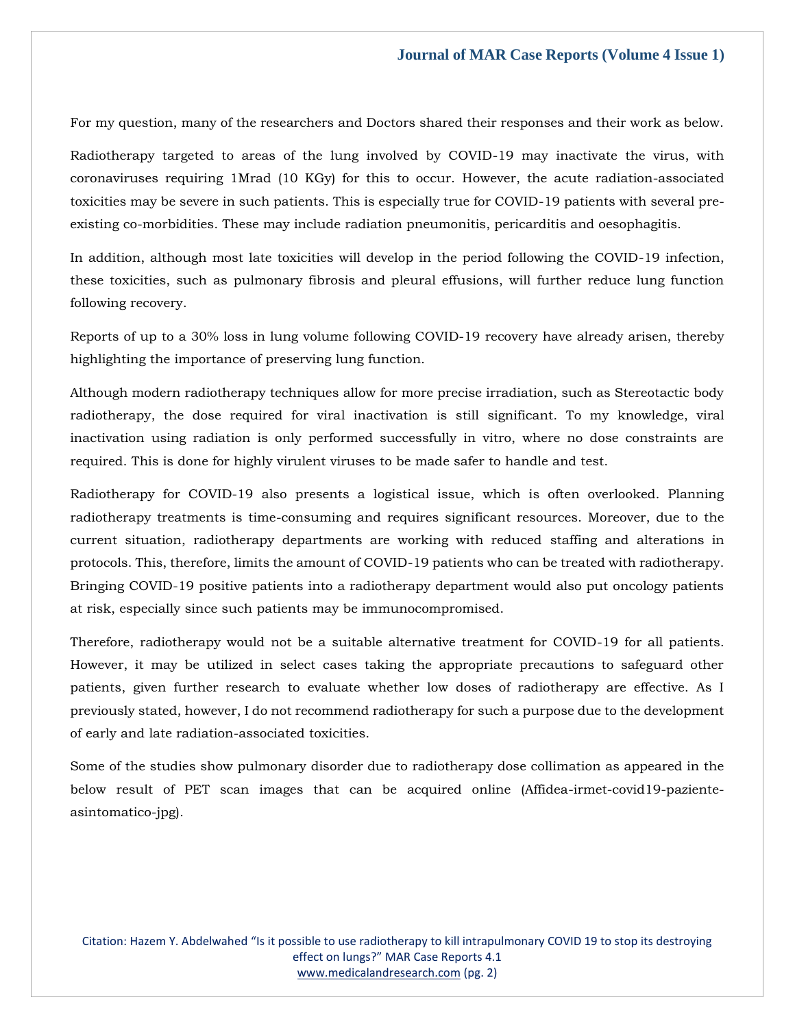For my question, many of the researchers and Doctors shared their responses and their work as below.

Radiotherapy targeted to areas of the lung involved by COVID-19 may inactivate the virus, with coronaviruses requiring 1Mrad (10 KGy) for this to occur. However, the acute radiation-associated toxicities may be severe in such patients. This is especially true for COVID-19 patients with several pre-existing co-morbidities. These may include radiation pneumonitis, pericarditis and oesophagitis.

In addition, although most late toxicities will develop in the period following the COVID-19 infection, these toxicities, such as pulmonary fibrosis and pleural effusions, will further reduce lung function following recovery.

Reports of up to a 30% loss in lung volume following COVID-19 recovery have already arisen, thereby highlighting the importance of preserving lung function.

Although modern radiotherapy techniques allow for more precise irradiation, such as Stereotactic body radiotherapy, the dose required for viral inactivation is still significant. To my knowledge, viral inactivation using radiation is only performed successfully in vitro, where no dose constraints are required. This is done for highly virulent viruses to be made safer to handle and test.

Radiotherapy for COVID-19 also presents a logistical issue, which is often overlooked. Planning radiotherapy treatments is time-consuming and requires significant resources. Moreover, due to the current situation, radiotherapy departments are working with reduced staffing and alterations in protocols. This, therefore, limits the amount of COVID-19 patients who can be treated with radiotherapy. Bringing COVID-19 positive patients into a radiotherapy department would also put oncology patients at risk, especially since such patients may be immunocompromised.

Therefore, radiotherapy would not be a suitable alternative treatment for COVID-19 for all patients. However, it may be utilized in select cases taking the appropriate precautions to safeguard other patients, given further research to evaluate whether low doses of radiotherapy are effective. As I previously stated, however, I do not recommend radiotherapy for such a purpose due to the development of early and late radiation-associated toxicities.

Some of the studies show pulmonary disorder due to radiotherapy dose collimation as appeared in the below result of PET scan images that can be acquired online (Affidea-irmet-covid19-paziente-asintomatico-jpg).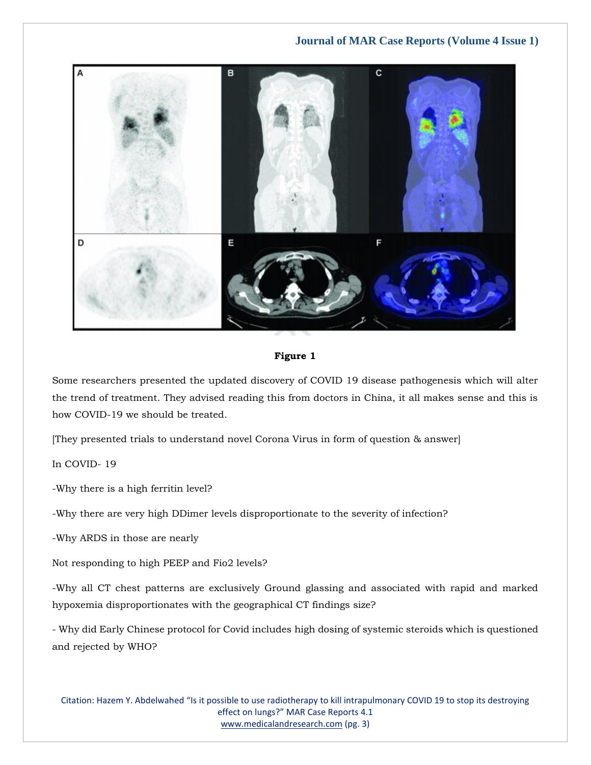**Figure 1**

Some researchers presented the updated discovery of COVID 19 disease pathogenesis which will alter the trend of treatment. They advised reading this from doctors in China, it all makes sense and this is how COVID-19 we should be treated.

[They presented trials to understand novel Corona Virus in form of question & answer]

In COVID- 19

-Why there is a high ferritin level?

-Why there are very high DDimer levels disproportionate to the severity of infection?

-Why ARDS in those are nearly

Not responding to high PEEP and Fio2 levels?

-Why all CT chest patterns are exclusively Ground glassing and associated with rapid and marked hypoxemia disproportionates with the geographical CT findings size?

- Why did Early Chinese protocol for Covid includes high dosing of systemic steroids which is questioned and rejected by WHO?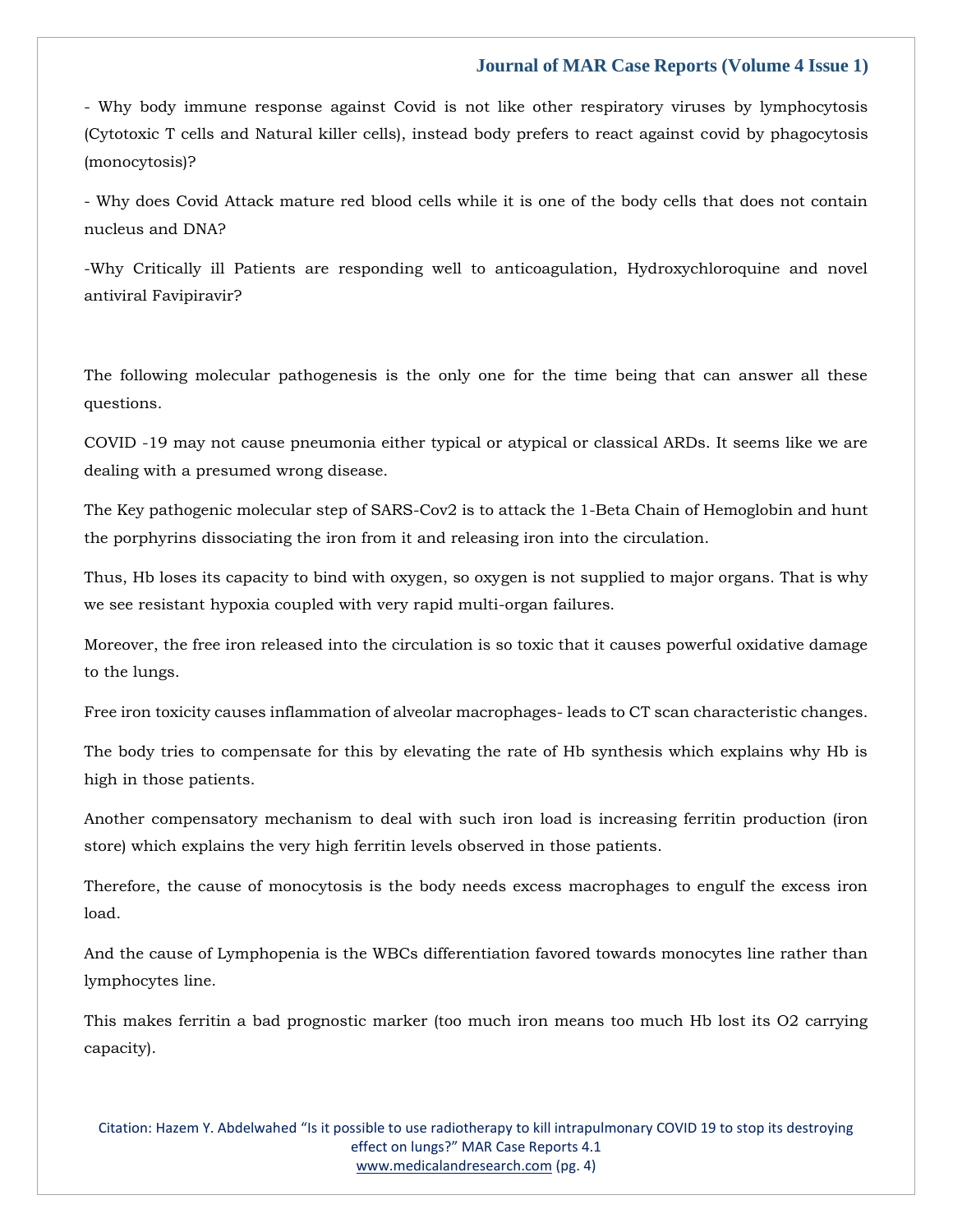- Why body immune response against Covid is not like other respiratory viruses by lymphocytosis (Cytotoxic T cells and Natural killer cells), instead body prefers to react against covid by phagocytosis (monocytosis)?

- Why does Covid Attack mature red blood cells while it is one of the body cells that does not contain nucleus and DNA?

-Why Critically ill Patients are responding well to anticoagulation, Hydroxychloroquine and novel antiviral Favipiravir?

The following molecular pathogenesis is the only one for the time being that can answer all these questions.

COVID -19 may not cause pneumonia either typical or atypical or classical ARDs. It seems like we are dealing with a presumed wrong disease.

The Key pathogenic molecular step of SARS-Cov2 is to attack the 1-Beta Chain of Hemoglobin and hunt the porphyrins dissociating the iron from it and releasing iron into the circulation.

Thus, Hb loses its capacity to bind with oxygen, so oxygen is not supplied to major organs. That is why we see resistant hypoxia coupled with very rapid multi-organ failures.

Moreover, the free iron released into the circulation is so toxic that it causes powerful oxidative damage to the lungs.

Free iron toxicity causes inflammation of alveolar macrophages- leads to CT scan characteristic changes.

The body tries to compensate for this by elevating the rate of Hb synthesis which explains why Hb is high in those patients.

Another compensatory mechanism to deal with such iron load is increasing ferritin production (iron store) which explains the very high ferritin levels observed in those patients.

Therefore, the cause of monocytosis is the body needs excess macrophages to engulf the excess iron load.

And the cause of Lymphopenia is the WBCs differentiation favored towards monocytes line rather than lymphocytes line.

This makes ferritin a bad prognostic marker (too much iron means too much Hb lost its $O_2$ carrying capacity).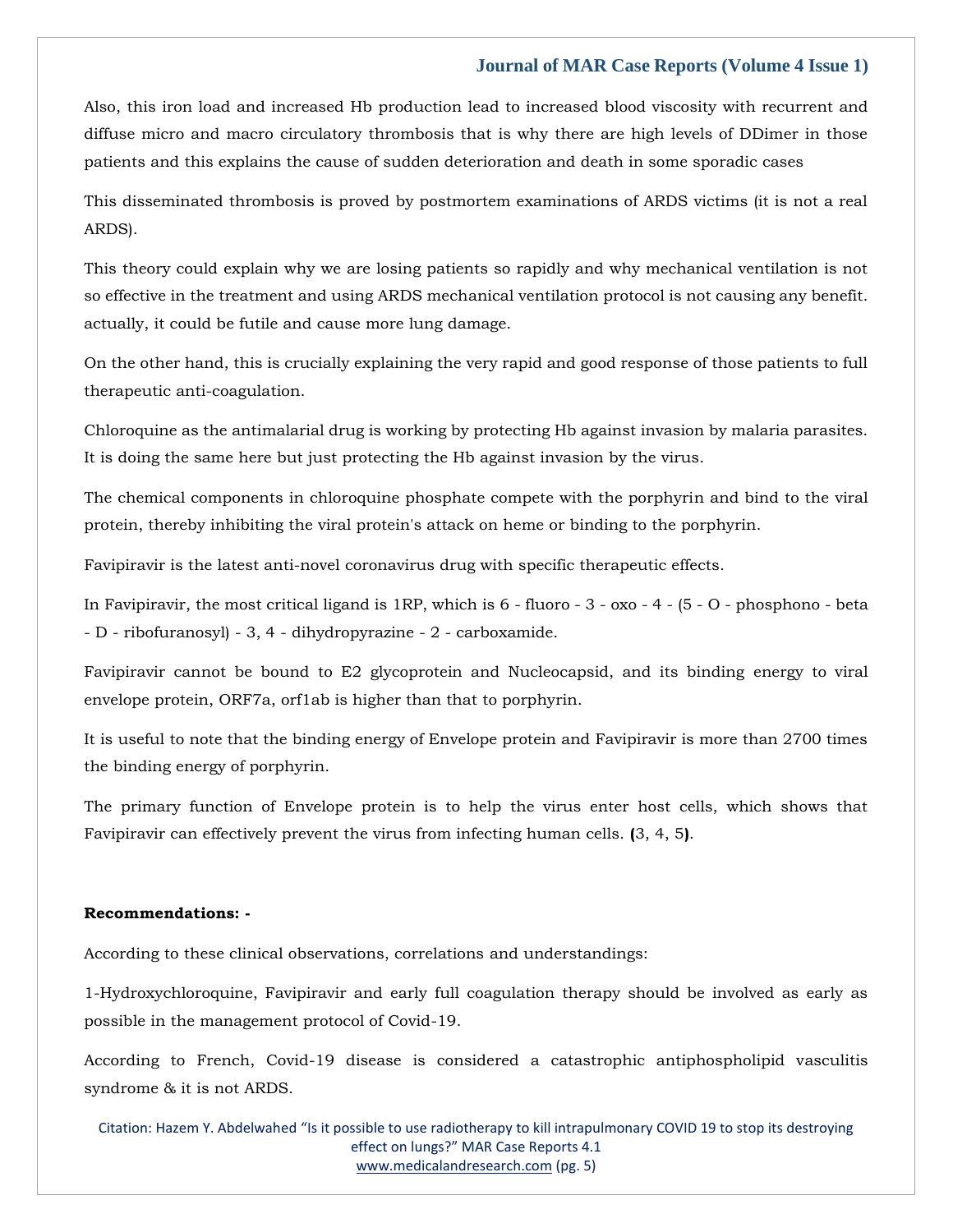Also, this iron load and increased Hb production lead to increased blood viscosity with recurrent and diffuse micro and macro circulatory thrombosis that is why there are high levels of DDimer in those patients and this explains the cause of sudden deterioration and death in some sporadic cases

This disseminated thrombosis is proved by postmortem examinations of ARDS victims (it is not a real ARDS).

This theory could explain why we are losing patients so rapidly and why mechanical ventilation is not so effective in the treatment and using ARDS mechanical ventilation protocol is not causing any benefit. actually, it could be futile and cause more lung damage.

On the other hand, this is crucially explaining the very rapid and good response of those patients to full therapeutic anti-coagulation.

Chloroquine as the antimalarial drug is working by protecting Hb against invasion by malaria parasites. It is doing the same here but just protecting the Hb against invasion by the virus.

The chemical components in chloroquine phosphate compete with the porphyrin and bind to the viral protein, thereby inhibiting the viral protein's attack on heme or binding to the porphyrin.

Favipiravir is the latest anti-novel coronavirus drug with specific therapeutic effects.

In Favipiravir, the most critical ligand is 1RP, which is 6 - fluoro - 3 - oxo - 4 - (5 - O - phosphono - beta - D - ribofuranosyl) - 3, 4 - dihydropyrazine - 2 - carboxamide.

Favipiravir cannot be bound to E2 glycoprotein and Nucleocapsid, and its binding energy to viral envelope protein, ORF7a, orf1ab is higher than that to porphyrin.

It is useful to note that the binding energy of Envelope protein and Favipiravir is more than 2700 times the binding energy of porphyrin.

The primary function of Envelope protein is to help the virus enter host cells, which shows that Favipiravir can effectively prevent the virus from infecting human cells. **(**3, 4, 5**)**.

**Recommendations: -**

According to these clinical observations, correlations and understandings:

1-Hydroxychloroquine, Favipiravir and early full coagulation therapy should be involved as early as possible in the management protocol of Covid-19.

According to French, Covid-19 disease is considered a catastrophic antiphospholipid vasculitis syndrome & it is not ARDS.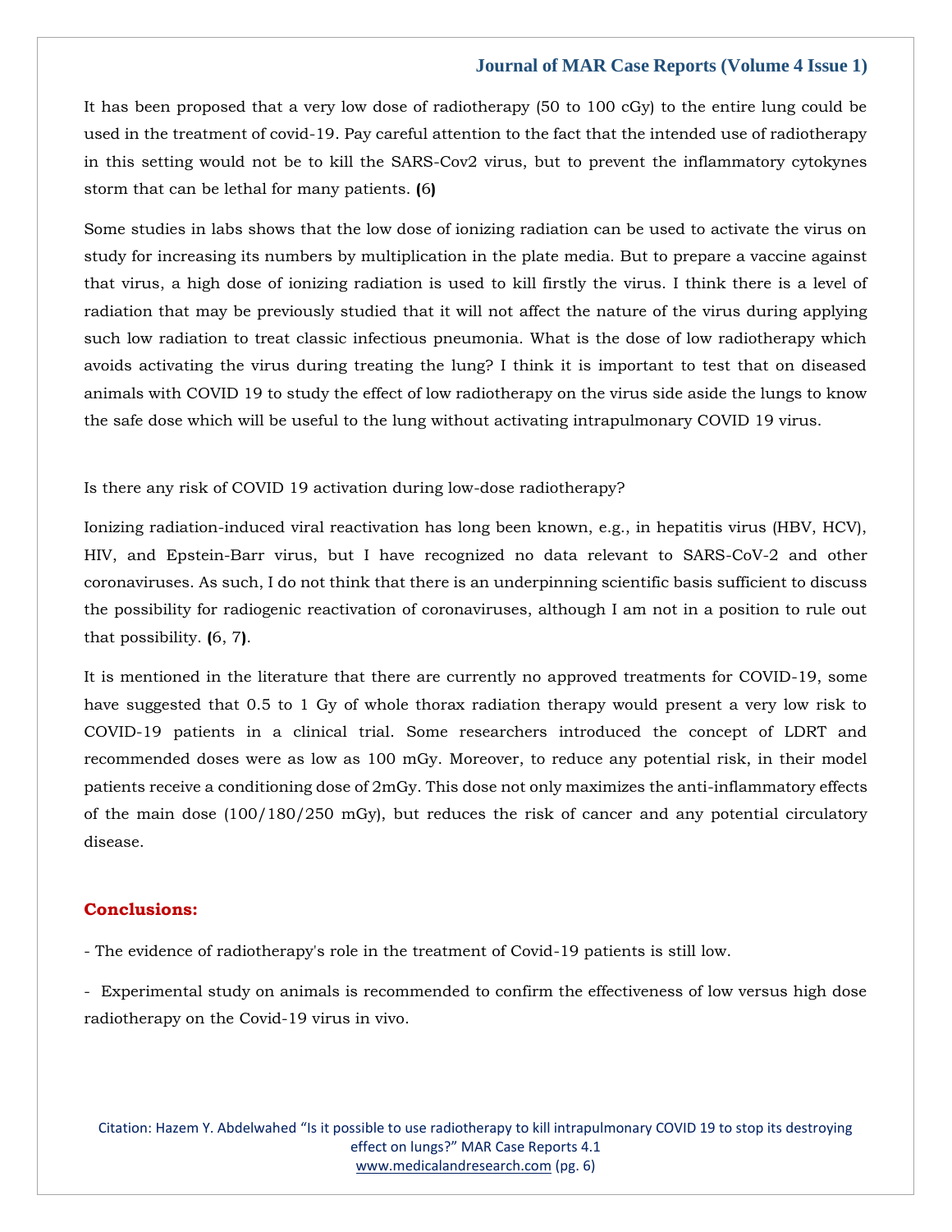It has been proposed that a very low dose of radiotherapy (50 to 100 cGy) to the entire lung could be used in the treatment of covid-19. Pay careful attention to the fact that the intended use of radiotherapy in this setting would not be to kill the SARS-Cov2 virus, but to prevent the inflammatory cytokynes storm that can be lethal for many patients. **(**6**)**

Some studies in labs shows that the low dose of ionizing radiation can be used to activate the virus on study for increasing its numbers by multiplication in the plate media. But to prepare a vaccine against that virus, a high dose of ionizing radiation is used to kill firstly the virus. I think there is a level of radiation that may be previously studied that it will not affect the nature of the virus during applying such low radiation to treat classic infectious pneumonia. What is the dose of low radiotherapy which avoids activating the virus during treating the lung? I think it is important to test that on diseased animals with COVID 19 to study the effect of low radiotherapy on the virus side aside the lungs to know the safe dose which will be useful to the lung without activating intrapulmonary COVID 19 virus.

Is there any risk of COVID 19 activation during low-dose radiotherapy?

Ionizing radiation-induced viral reactivation has long been known, e.g., in hepatitis virus (HBV, HCV), HIV, and Epstein-Barr virus, but I have recognized no data relevant to SARS-CoV-2 and other coronaviruses. As such, I do not think that there is an underpinning scientific basis sufficient to discuss the possibility for radiogenic reactivation of coronaviruses, although I am not in a position to rule out that possibility. **(**6, 7**)**.

It is mentioned in the literature that there are currently no approved treatments for COVID-19, some have suggested that 0.5 to 1 Gy of whole thorax radiation therapy would present a very low risk to COVID-19 patients in a clinical trial. Some researchers introduced the concept of LDRT and recommended doses were as low as 100 mGy. Moreover, to reduce any potential risk, in their model patients receive a conditioning dose of 2mGy. This dose not only maximizes the anti-inflammatory effects of the main dose (100/180/250 mGy), but reduces the risk of cancer and any potential circulatory disease.

## Conclusions:

- The evidence of radiotherapy's role in the treatment of Covid-19 patients is still low.
- Experimental study on animals is recommended to confirm the effectiveness of low versus high dose radiotherapy on the Covid-19 virus in vivo.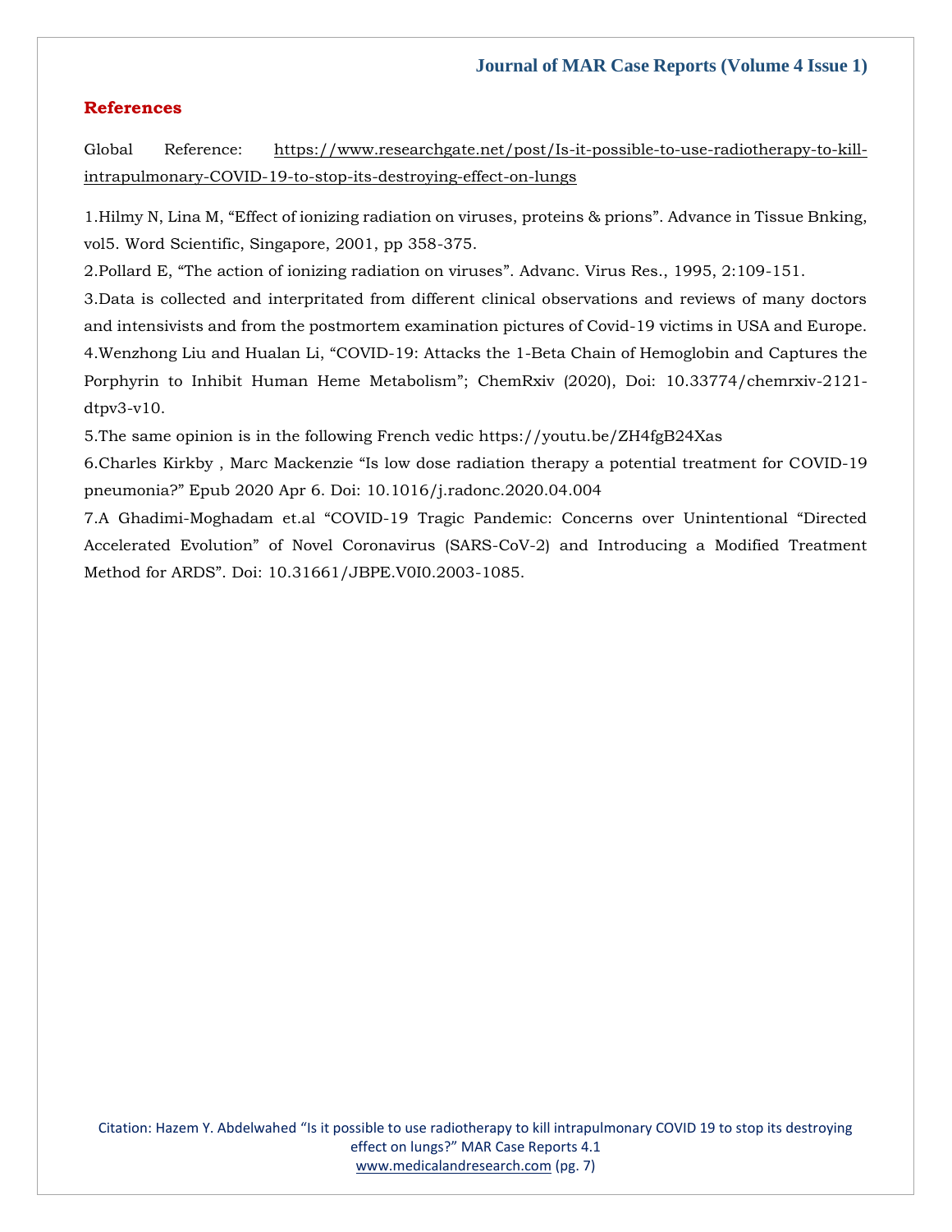## References

Global Reference: https://www.researchgate.net/post/Is-it-possible-to-use-radiotherapy-to-kill-intrapulmonary-COVID-19-to-stop-its-destroying-effect-on-lungs

1.Hilmy N, Lina M, “Effect of ionizing radiation on viruses, proteins & prions”. Advance in Tissue Bnking, vol5. Word Scientific, Singapore, 2001, pp 358-375.

2.Pollard E, “The action of ionizing radiation on viruses”. Advanc. Virus Res., 1995, 2:109-151.

3.Data is collected and interpritated from different clinical observations and reviews of many doctors and intensivists and from the postmortem examination pictures of Covid-19 victims in USA and Europe.

4.Wenzhong Liu and Hualan Li, “COVID-19: Attacks the 1-Beta Chain of Hemoglobin and Captures the Porphyrin to Inhibit Human Heme Metabolism”; ChemRxiv (2020), Doi: 10.33774/chemrxiv-2121-dtpv3-v10.

5.The same opinion is in the following French vedic https://youtu.be/ZH4fgB24Xas

6.Charles Kirkby , Marc Mackenzie “Is low dose radiation therapy a potential treatment for COVID-19 pneumonia?” Epub 2020 Apr 6. Doi: 10.1016/j.radonc.2020.04.004

7.A Ghadimi-Moghadam et.al “COVID-19 Tragic Pandemic: Concerns over Unintentional “Directed Accelerated Evolution” of Novel Coronavirus (SARS-CoV-2) and Introducing a Modified Treatment Method for ARDS”. Doi: 10.31661/JBPE.V0I0.2003-1085.